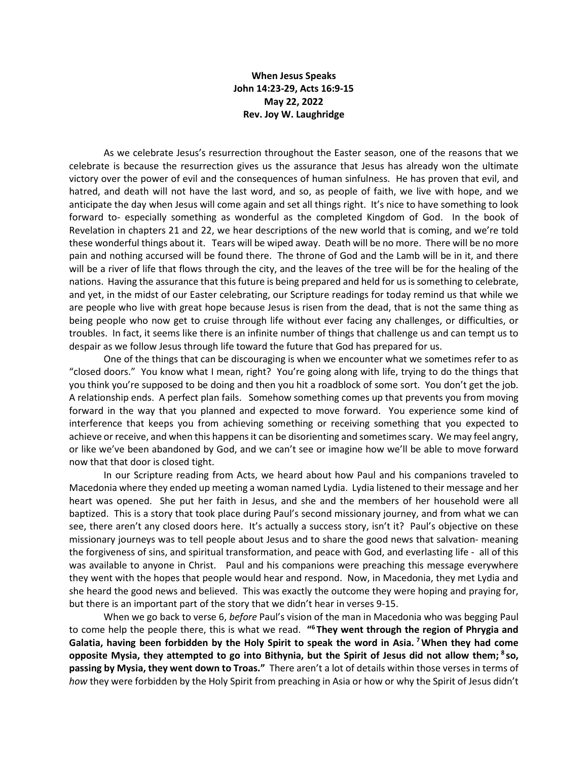**When Jesus Speaks**
**John 14:23-29, Acts 16:9-15**
**May 22, 2022**
**Rev. Joy W. Laughridge**

As we celebrate Jesus's resurrection throughout the Easter season, one of the reasons that we celebrate is because the resurrection gives us the assurance that Jesus has already won the ultimate victory over the power of evil and the consequences of human sinfulness. He has proven that evil, and hatred, and death will not have the last word, and so, as people of faith, we live with hope, and we anticipate the day when Jesus will come again and set all things right. It's nice to have something to look forward to- especially something as wonderful as the completed Kingdom of God. In the book of Revelation in chapters 21 and 22, we hear descriptions of the new world that is coming, and we're told these wonderful things about it. Tears will be wiped away. Death will be no more. There will be no more pain and nothing accursed will be found there. The throne of God and the Lamb will be in it, and there will be a river of life that flows through the city, and the leaves of the tree will be for the healing of the nations. Having the assurance that this future is being prepared and held for us is something to celebrate, and yet, in the midst of our Easter celebrating, our Scripture readings for today remind us that while we are people who live with great hope because Jesus is risen from the dead, that is not the same thing as being people who now get to cruise through life without ever facing any challenges, or difficulties, or troubles. In fact, it seems like there is an infinite number of things that challenge us and can tempt us to despair as we follow Jesus through life toward the future that God has prepared for us.

One of the things that can be discouraging is when we encounter what we sometimes refer to as "closed doors." You know what I mean, right? You're going along with life, trying to do the things that you think you're supposed to be doing and then you hit a roadblock of some sort. You don't get the job. A relationship ends. A perfect plan fails. Somehow something comes up that prevents you from moving forward in the way that you planned and expected to move forward. You experience some kind of interference that keeps you from achieving something or receiving something that you expected to achieve or receive, and when this happens it can be disorienting and sometimes scary. We may feel angry, or like we've been abandoned by God, and we can't see or imagine how we'll be able to move forward now that that door is closed tight.

In our Scripture reading from Acts, we heard about how Paul and his companions traveled to Macedonia where they ended up meeting a woman named Lydia. Lydia listened to their message and her heart was opened. She put her faith in Jesus, and she and the members of her household were all baptized. This is a story that took place during Paul's second missionary journey, and from what we can see, there aren't any closed doors here. It's actually a success story, isn't it? Paul's objective on these missionary journeys was to tell people about Jesus and to share the good news that salvation- meaning the forgiveness of sins, and spiritual transformation, and peace with God, and everlasting life - all of this was available to anyone in Christ. Paul and his companions were preaching this message everywhere they went with the hopes that people would hear and respond. Now, in Macedonia, they met Lydia and she heard the good news and believed. This was exactly the outcome they were hoping and praying for, but there is an important part of the story that we didn't hear in verses 9-15.

When we go back to verse 6, *before* Paul's vision of the man in Macedonia who was begging Paul to come help the people there, this is what we read. **"[6] They went through the region of Phrygia and Galatia, having been forbidden by the Holy Spirit to speak the word in Asia. [7] When they had come opposite Mysia, they attempted to go into Bithynia, but the Spirit of Jesus did not allow them; [8] so, passing by Mysia, they went down to Troas."** There aren't a lot of details within those verses in terms of *how* they were forbidden by the Holy Spirit from preaching in Asia or how or why the Spirit of Jesus didn't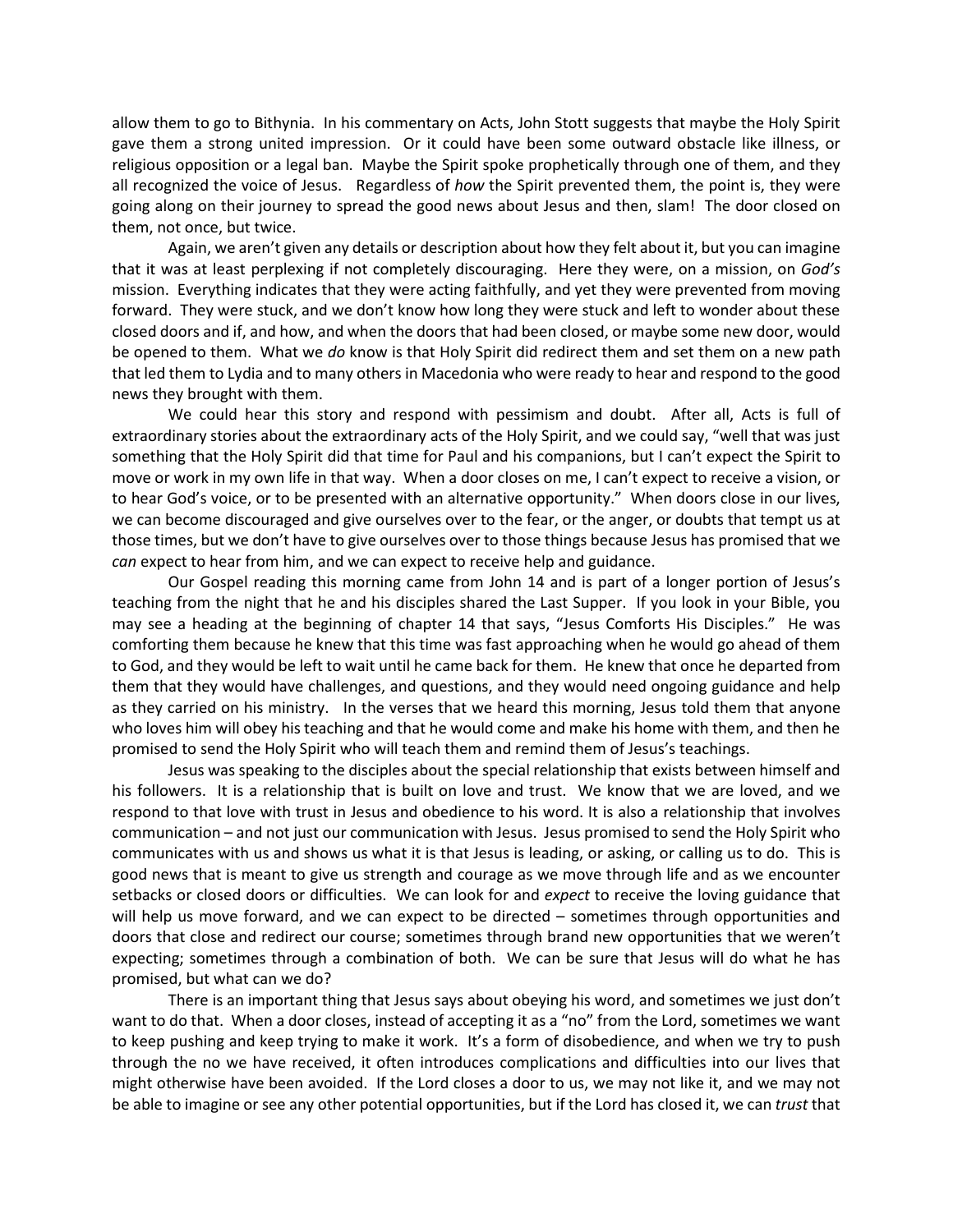allow them to go to Bithynia. In his commentary on Acts, John Stott suggests that maybe the Holy Spirit gave them a strong united impression. Or it could have been some outward obstacle like illness, or religious opposition or a legal ban. Maybe the Spirit spoke prophetically through one of them, and they all recognized the voice of Jesus. Regardless of *how* the Spirit prevented them, the point is, they were going along on their journey to spread the good news about Jesus and then, slam! The door closed on them, not once, but twice.

Again, we aren't given any details or description about how they felt about it, but you can imagine that it was at least perplexing if not completely discouraging. Here they were, on a mission, on *God's* mission. Everything indicates that they were acting faithfully, and yet they were prevented from moving forward. They were stuck, and we don't know how long they were stuck and left to wonder about these closed doors and if, and how, and when the doors that had been closed, or maybe some new door, would be opened to them. What we *do* know is that Holy Spirit did redirect them and set them on a new path that led them to Lydia and to many others in Macedonia who were ready to hear and respond to the good news they brought with them.

We could hear this story and respond with pessimism and doubt. After all, Acts is full of extraordinary stories about the extraordinary acts of the Holy Spirit, and we could say, "well that was just something that the Holy Spirit did that time for Paul and his companions, but I can't expect the Spirit to move or work in my own life in that way. When a door closes on me, I can't expect to receive a vision, or to hear God's voice, or to be presented with an alternative opportunity." When doors close in our lives, we can become discouraged and give ourselves over to the fear, or the anger, or doubts that tempt us at those times, but we don't have to give ourselves over to those things because Jesus has promised that we *can* expect to hear from him, and we can expect to receive help and guidance.

Our Gospel reading this morning came from John 14 and is part of a longer portion of Jesus's teaching from the night that he and his disciples shared the Last Supper. If you look in your Bible, you may see a heading at the beginning of chapter 14 that says, "Jesus Comforts His Disciples." He was comforting them because he knew that this time was fast approaching when he would go ahead of them to God, and they would be left to wait until he came back for them. He knew that once he departed from them that they would have challenges, and questions, and they would need ongoing guidance and help as they carried on his ministry. In the verses that we heard this morning, Jesus told them that anyone who loves him will obey his teaching and that he would come and make his home with them, and then he promised to send the Holy Spirit who will teach them and remind them of Jesus's teachings.

Jesus was speaking to the disciples about the special relationship that exists between himself and his followers. It is a relationship that is built on love and trust. We know that we are loved, and we respond to that love with trust in Jesus and obedience to his word. It is also a relationship that involves communication – and not just our communication with Jesus. Jesus promised to send the Holy Spirit who communicates with us and shows us what it is that Jesus is leading, or asking, or calling us to do. This is good news that is meant to give us strength and courage as we move through life and as we encounter setbacks or closed doors or difficulties. We can look for and *expect* to receive the loving guidance that will help us move forward, and we can expect to be directed – sometimes through opportunities and doors that close and redirect our course; sometimes through brand new opportunities that we weren't expecting; sometimes through a combination of both. We can be sure that Jesus will do what he has promised, but what can we do?

There is an important thing that Jesus says about obeying his word, and sometimes we just don't want to do that. When a door closes, instead of accepting it as a "no" from the Lord, sometimes we want to keep pushing and keep trying to make it work. It's a form of disobedience, and when we try to push through the no we have received, it often introduces complications and difficulties into our lives that might otherwise have been avoided. If the Lord closes a door to us, we may not like it, and we may not be able to imagine or see any other potential opportunities, but if the Lord has closed it, we can *trust* that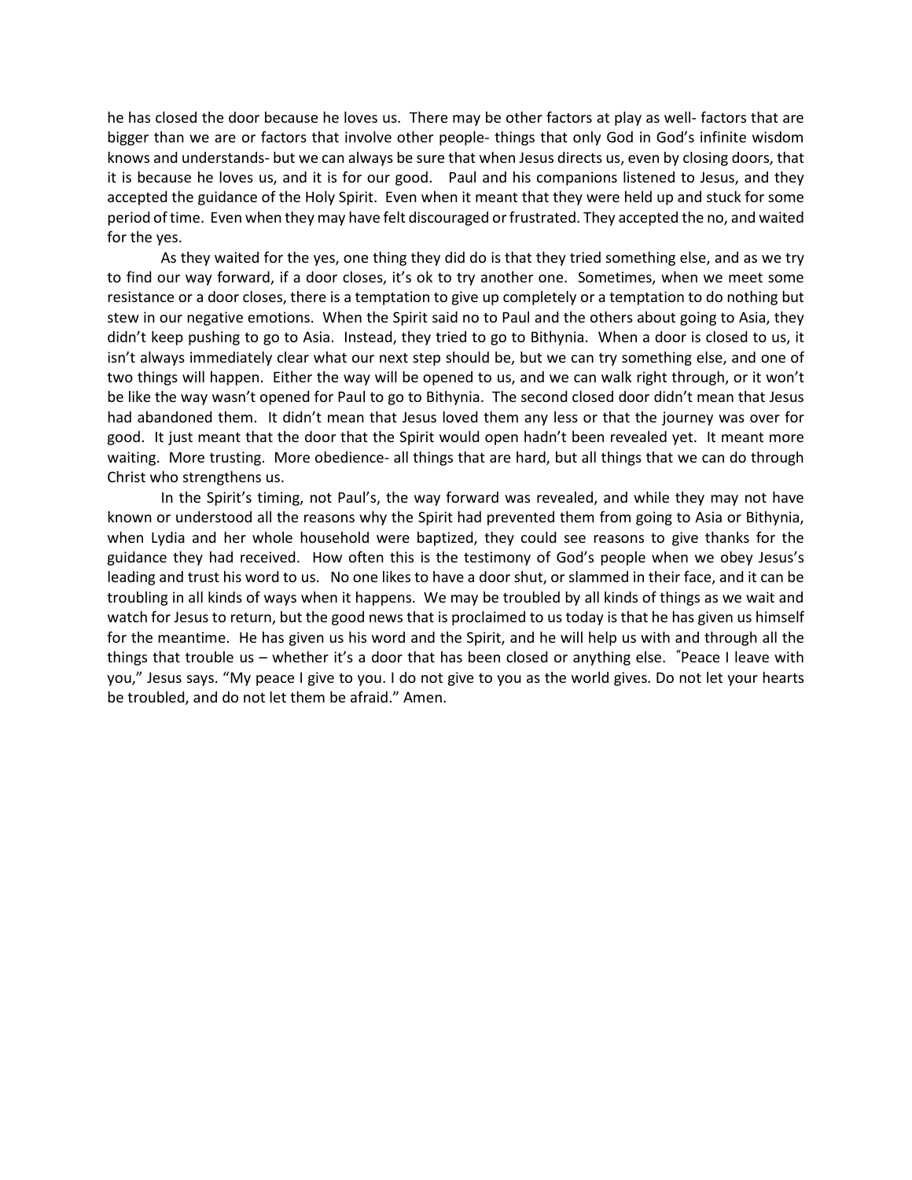he has closed the door because he loves us. There may be other factors at play as well- factors that are bigger than we are or factors that involve other people- things that only God in God's infinite wisdom knows and understands- but we can always be sure that when Jesus directs us, even by closing doors, that it is because he loves us, and it is for our good. Paul and his companions listened to Jesus, and they accepted the guidance of the Holy Spirit. Even when it meant that they were held up and stuck for some period of time. Even when they may have felt discouraged or frustrated. They accepted the no, and waited for the yes.

As they waited for the yes, one thing they did do is that they tried something else, and as we try to find our way forward, if a door closes, it's ok to try another one. Sometimes, when we meet some resistance or a door closes, there is a temptation to give up completely or a temptation to do nothing but stew in our negative emotions. When the Spirit said no to Paul and the others about going to Asia, they didn't keep pushing to go to Asia. Instead, they tried to go to Bithynia. When a door is closed to us, it isn't always immediately clear what our next step should be, but we can try something else, and one of two things will happen. Either the way will be opened to us, and we can walk right through, or it won't be like the way wasn't opened for Paul to go to Bithynia. The second closed door didn't mean that Jesus had abandoned them. It didn't mean that Jesus loved them any less or that the journey was over for good. It just meant that the door that the Spirit would open hadn't been revealed yet. It meant more waiting. More trusting. More obedience- all things that are hard, but all things that we can do through Christ who strengthens us.

In the Spirit's timing, not Paul's, the way forward was revealed, and while they may not have known or understood all the reasons why the Spirit had prevented them from going to Asia or Bithynia, when Lydia and her whole household were baptized, they could see reasons to give thanks for the guidance they had received. How often this is the testimony of God's people when we obey Jesus's leading and trust his word to us. No one likes to have a door shut, or slammed in their face, and it can be troubling in all kinds of ways when it happens. We may be troubled by all kinds of things as we wait and watch for Jesus to return, but the good news that is proclaimed to us today is that he has given us himself for the meantime. He has given us his word and the Spirit, and he will help us with and through all the things that trouble us – whether it's a door that has been closed or anything else. "Peace I leave with you," Jesus says. "My peace I give to you. I do not give to you as the world gives. Do not let your hearts be troubled, and do not let them be afraid." Amen.